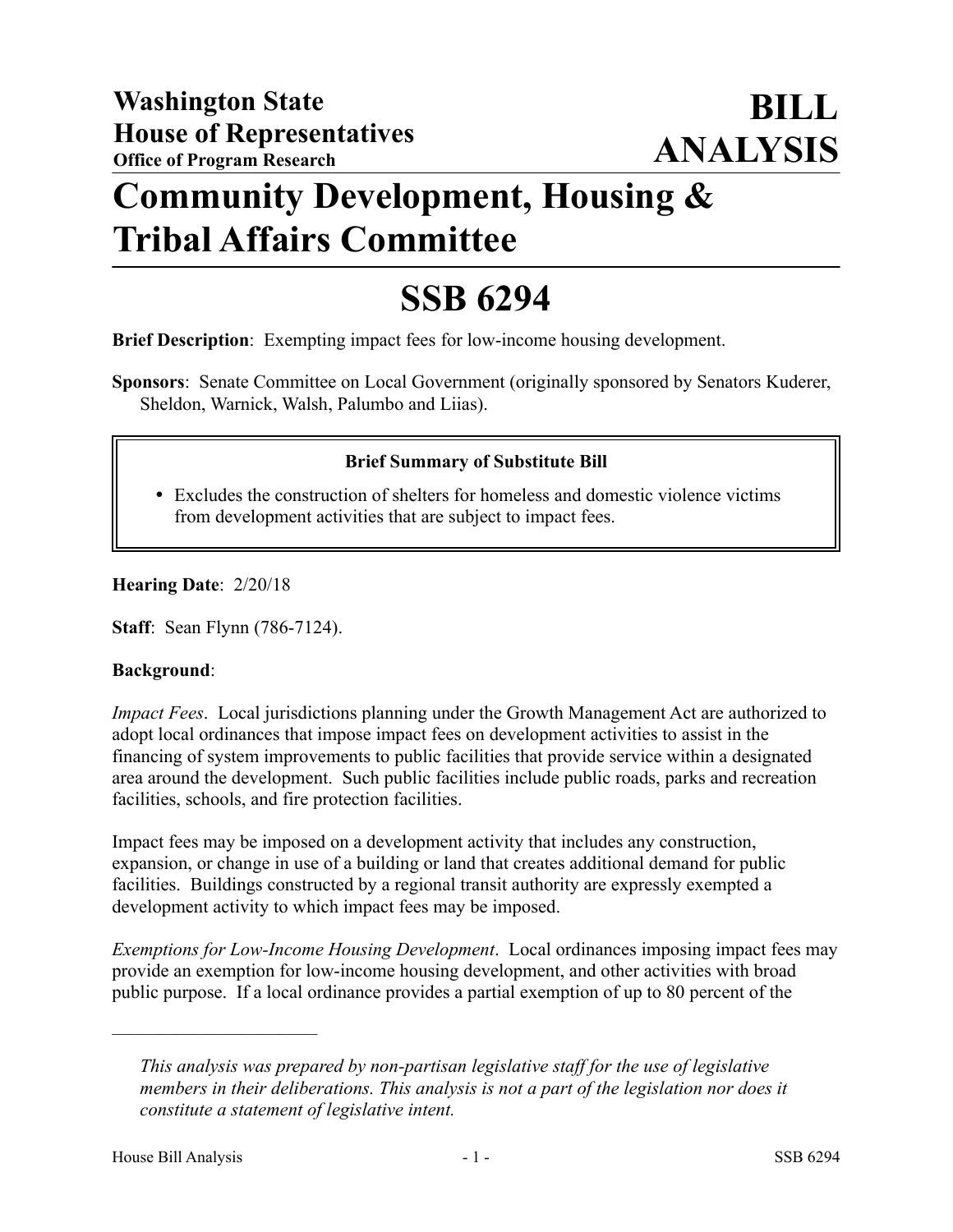**Washington State House of Representatives**
**Office of Program Research**

# BILL ANALYSIS

# Community Development, Housing & Tribal Affairs Committee

# SSB 6294

**Brief Description**: Exempting impact fees for low-income housing development.

**Sponsors**: Senate Committee on Local Government (originally sponsored by Senators Kuderer, Sheldon, Warnick, Walsh, Palumbo and Liias).

> **Brief Summary of Substitute Bill**
>
> - Excludes the construction of shelters for homeless and domestic violence victims from development activities that are subject to impact fees.

**Hearing Date**: 2/20/18

**Staff**: Sean Flynn (786-7124).

**Background**:

*Impact Fees*. Local jurisdictions planning under the Growth Management Act are authorized to adopt local ordinances that impose impact fees on development activities to assist in the financing of system improvements to public facilities that provide service within a designated area around the development. Such public facilities include public roads, parks and recreation facilities, schools, and fire protection facilities.

Impact fees may be imposed on a development activity that includes any construction, expansion, or change in use of a building or land that creates additional demand for public facilities. Buildings constructed by a regional transit authority are expressly exempted a development activity to which impact fees may be imposed.

*Exemptions for Low-Income Housing Development*. Local ordinances imposing impact fees may provide an exemption for low-income housing development, and other activities with broad public purpose. If a local ordinance provides a partial exemption of up to 80 percent of the

---

*This analysis was prepared by non-partisan legislative staff for the use of legislative members in their deliberations. This analysis is not a part of the legislation nor does it constitute a statement of legislative intent.*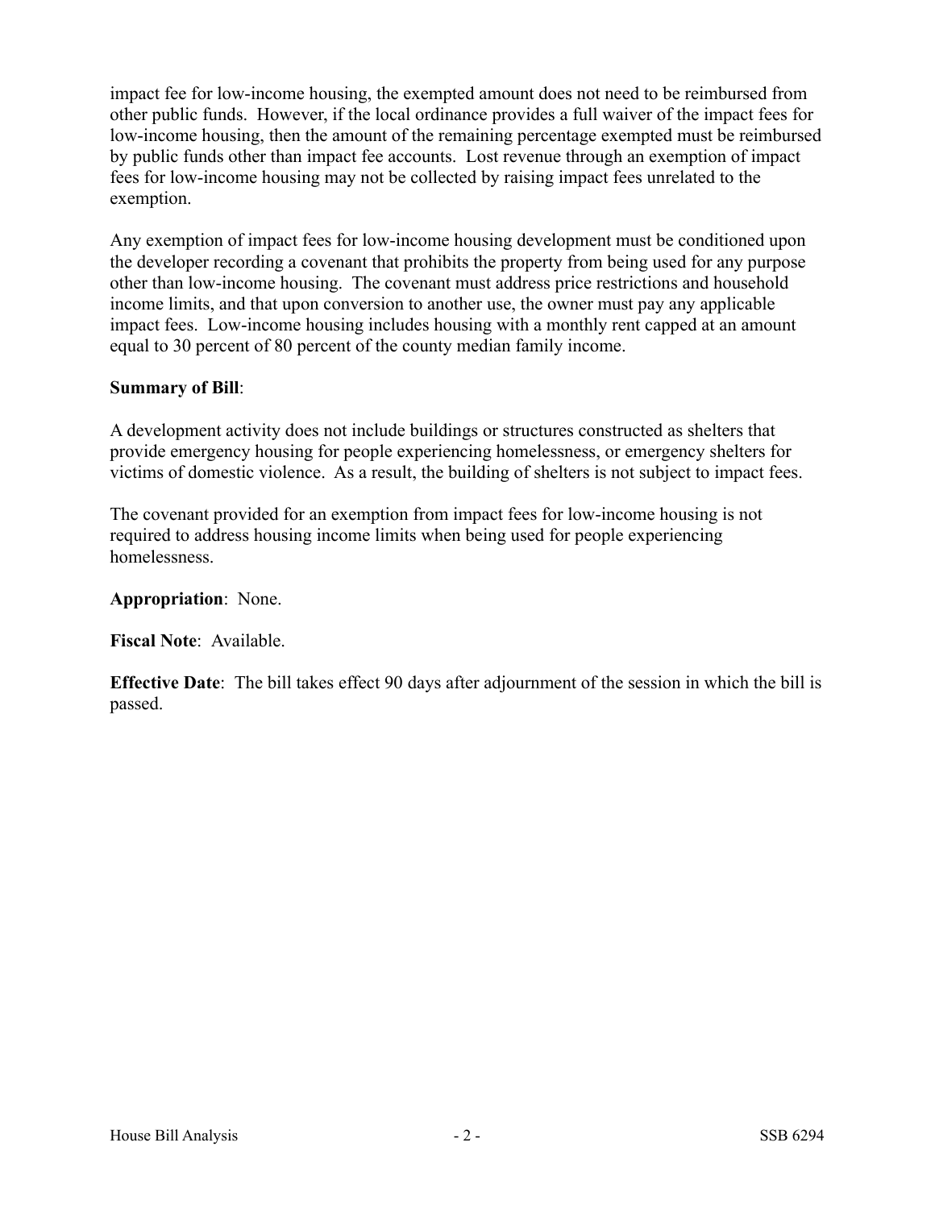impact fee for low-income housing, the exempted amount does not need to be reimbursed from other public funds. However, if the local ordinance provides a full waiver of the impact fees for low-income housing, then the amount of the remaining percentage exempted must be reimbursed by public funds other than impact fee accounts. Lost revenue through an exemption of impact fees for low-income housing may not be collected by raising impact fees unrelated to the exemption.

Any exemption of impact fees for low-income housing development must be conditioned upon the developer recording a covenant that prohibits the property from being used for any purpose other than low-income housing. The covenant must address price restrictions and household income limits, and that upon conversion to another use, the owner must pay any applicable impact fees. Low-income housing includes housing with a monthly rent capped at an amount equal to 30 percent of 80 percent of the county median family income.

**Summary of Bill**:

A development activity does not include buildings or structures constructed as shelters that provide emergency housing for people experiencing homelessness, or emergency shelters for victims of domestic violence. As a result, the building of shelters is not subject to impact fees.

The covenant provided for an exemption from impact fees for low-income housing is not required to address housing income limits when being used for people experiencing homelessness.

**Appropriation**: None.

**Fiscal Note**: Available.

**Effective Date**: The bill takes effect 90 days after adjournment of the session in which the bill is passed.